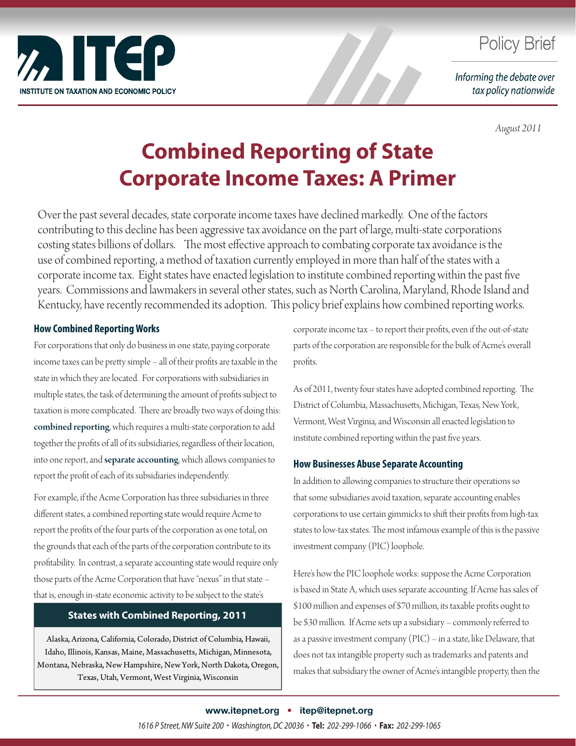Policy Brief

*Informing the debate over tax policy nationwide*

*August 2011*

# Combined Reporting of State Corporate Income Taxes: A Primer

Over the past several decades, state corporate income taxes have declined markedly. One of the factors contributing to this decline has been aggressive tax avoidance on the part of large, multi-state corporations costing states billions of dollars. The most effective approach to combating corporate tax avoidance is the use of combined reporting, a method of taxation currently employed in more than half of the states with a corporate income tax. Eight states have enacted legislation to institute combined reporting within the past five years. Commissions and lawmakers in several other states, such as North Carolina, Maryland, Rhode Island and Kentucky, have recently recommended its adoption. This policy brief explains how combined reporting works.

### How Combined Reporting Works

For corporations that only do business in one state, paying corporate income taxes can be pretty simple – all of their profits are taxable in the state in which they are located. For corporations with subsidiaries in multiple states, the task of determining the amount of profits subject to taxation is more complicated. There are broadly two ways of doing this: **combined reporting**, which requires a multi-state corporation to add together the profits of all of its subsidiaries, regardless of their location, into one report, and **separate accounting**, which allows companies to report the profit of each of its subsidiaries independently.

For example, if the Acme Corporation has three subsidiaries in three different states, a combined reporting state would require Acme to report the profits of the four parts of the corporation as one total, on the grounds that each of the parts of the corporation contribute to its profitability. In contrast, a separate accounting state would require only those parts of the Acme Corporation that have "nexus" in that state – that is, enough in-state economic activity to be subject to the state's corporate income tax – to report their profits, even if the out-of-state parts of the corporation are responsible for the bulk of Acme's overall profits.

As of 2011, twenty four states have adopted combined reporting. The District of Columbia, Massachusetts, Michigan, Texas, New York, Vermont, West Virginia, and Wisconsin all enacted legislation to institute combined reporting within the past five years.

**States with Combined Reporting, 2011**

Alaska, Arizona, California, Colorado, District of Columbia, Hawaii, Idaho, Illinois, Kansas, Maine, Massachusetts, Michigan, Minnesota, Montana, Nebraska, New Hampshire, New York, North Dakota, Oregon, Texas, Utah, Vermont, West Virginia, Wisconsin

### How Businesses Abuse Separate Accounting

In addition to allowing companies to structure their operations so that some subsidiaries avoid taxation, separate accounting enables corporations to use certain gimmicks to shift their profits from high-tax states to low-tax states. The most infamous example of this is the passive investment company (PIC) loophole.

Here's how the PIC loophole works: suppose the Acme Corporation is based in State A, which uses separate accounting. If Acme has sales of $100 million and expenses of $70 million, its taxable profits ought to be $30 million. If Acme sets up a subsidiary – commonly referred to as a passive investment company (PIC) – in a state, like Delaware, that does not tax intangible property such as trademarks and patents and makes that subsidiary the owner of Acme's intangible property, then the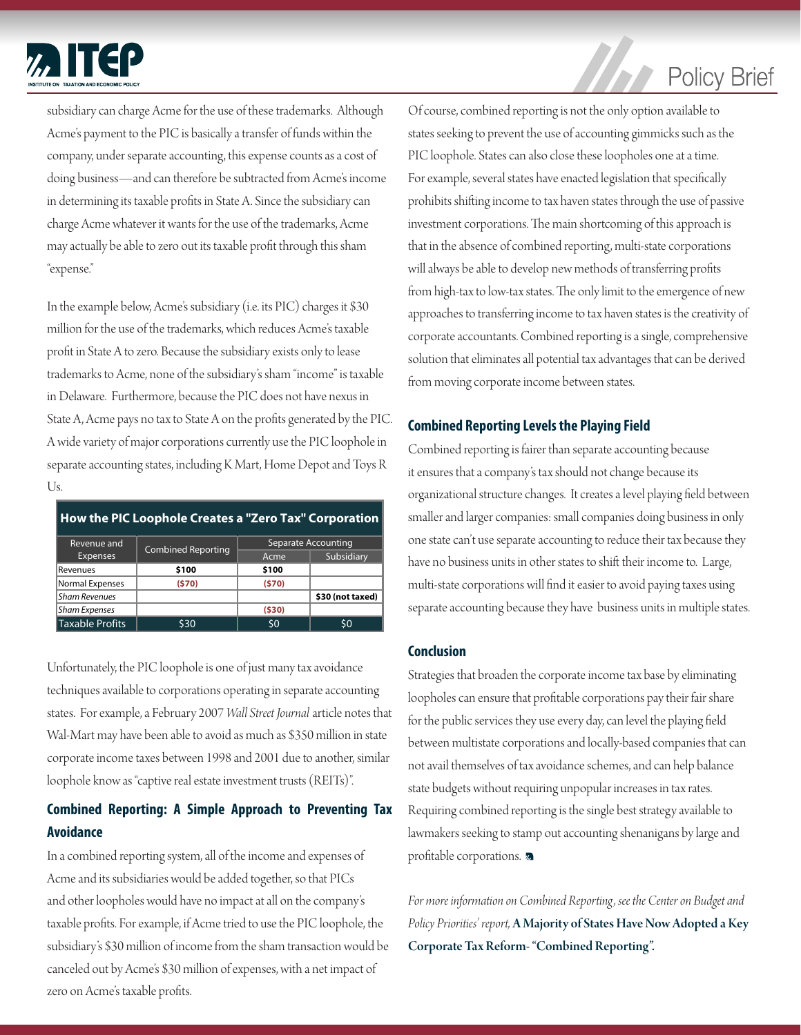subsidiary can charge Acme for the use of these trademarks. Although Acme's payment to the PIC is basically a transfer of funds within the company, under separate accounting, this expense counts as a cost of doing business—and can therefore be subtracted from Acme's income in determining its taxable profits in State A. Since the subsidiary can charge Acme whatever it wants for the use of the trademarks, Acme may actually be able to zero out its taxable profit through this sham "expense."

In the example below, Acme's subsidiary (i.e. its PIC) charges it $30 million for the use of the trademarks, which reduces Acme's taxable profit in State A to zero. Because the subsidiary exists only to lease trademarks to Acme, none of the subsidiary's sham "income" is taxable in Delaware. Furthermore, because the PIC does not have nexus in State A, Acme pays no tax to State A on the profits generated by the PIC. A wide variety of major corporations currently use the PIC loophole in separate accounting states, including K Mart, Home Depot and Toys R Us.

**How the PIC Loophole Creates a "Zero Tax" Corporation**

| Revenue and Expenses | Combined Reporting | Separate Accounting | |
|---|---|---|---|
| | | Acme | Subsidiary |
| Revenues | **$100** | **$100** | |
| Normal Expenses | **($70)** | **($70)** | |
| *Sham Revenues* | | | **$30 (not taxed)** |
| *Sham Expenses* | | **($30)** | |
| Taxable Profits | $30 | $0 | $0 |

Unfortunately, the PIC loophole is one of just many tax avoidance techniques available to corporations operating in separate accounting states. For example, a February 2007 *Wall Street Journal* article notes that Wal-Mart may have been able to avoid as much as $350 million in state corporate income taxes between 1998 and 2001 due to another, similar loophole know as "captive real estate investment trusts (REITs)".

## Combined Reporting: A Simple Approach to Preventing Tax Avoidance

In a combined reporting system, all of the income and expenses of Acme and its subsidiaries would be added together, so that PICs and other loopholes would have no impact at all on the company's taxable profits. For example, if Acme tried to use the PIC loophole, the subsidiary's $30 million of income from the sham transaction would be canceled out by Acme's $30 million of expenses, with a net impact of zero on Acme's taxable profits.

Of course, combined reporting is not the only option available to states seeking to prevent the use of accounting gimmicks such as the PIC loophole. States can also close these loopholes one at a time. For example, several states have enacted legislation that specifically prohibits shifting income to tax haven states through the use of passive investment corporations. The main shortcoming of this approach is that in the absence of combined reporting, multi-state corporations will always be able to develop new methods of transferring profits from high-tax to low-tax states. The only limit to the emergence of new approaches to transferring income to tax haven states is the creativity of corporate accountants. Combined reporting is a single, comprehensive solution that eliminates all potential tax advantages that can be derived from moving corporate income between states.

## Combined Reporting Levels the Playing Field

Combined reporting is fairer than separate accounting because it ensures that a company's tax should not change because its organizational structure changes. It creates a level playing field between smaller and larger companies: small companies doing business in only one state can't use separate accounting to reduce their tax because they have no business units in other states to shift their income to. Large, multi-state corporations will find it easier to avoid paying taxes using separate accounting because they have business units in multiple states.

## Conclusion

Strategies that broaden the corporate income tax base by eliminating loopholes can ensure that profitable corporations pay their fair share for the public services they use every day, can level the playing field between multistate corporations and locally-based companies that can not avail themselves of tax avoidance schemes, and can help balance state budgets without requiring unpopular increases in tax rates. Requiring combined reporting is the single best strategy available to lawmakers seeking to stamp out accounting shenanigans by large and profitable corporations.

*For more information on Combined Reporting, see the Center on Budget and Policy Priorities' report,* **A Majority of States Have Now Adopted a Key Corporate Tax Reform- "Combined Reporting".**